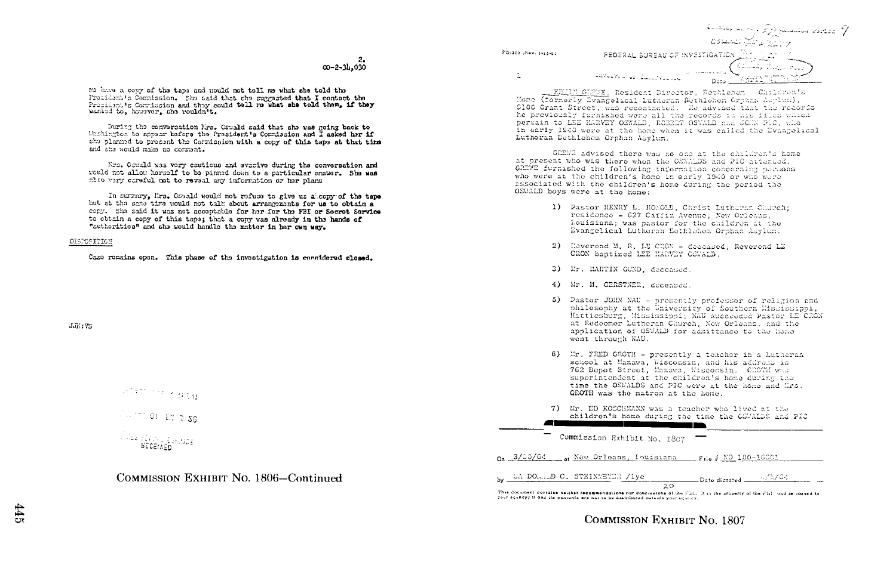2.
CO-2-34,030

me have a copy of the tape and would not tell me what she told the President's Commission. She said that she suggested that I contact the President's Commission and they could tell me what she told them, if they wanted to, however, she wouldn't.

During the conversation Mrs. Oswald said that she was going back to Washington to appear before the President's Commission and I asked her if she planned to present the Commission with a copy of this tape at that time and she would make no comment.

Mrs. Oswald was very cautious and evasive during the conversation and would not allow herself to be pinned down to a particular answer. She was also very careful not to reveal any information or her plans

In summary, Mrs. Oswald would not refuse to give us a copy of the tape but at the same time would not talk about arrangements for us to obtain a copy. She said it was not acceptable for her for the FBI or Secret Service to obtain a copy of this tape; that a copy was already in the hands of "authorities" and she would handle the matter in her own way.

DISPOSITION

Case remains open. This phase of the investigation is considered closed.

JJR:VS

COMMISSION EXHIBIT No. 1806—Continued

---

FD-302 (Rev. 1-25-60)

FEDERAL BUREAU OF INVESTIGATION

Date

ERWIN GREWE, Resident Director, Bethlehem Children's Home (formerly Evangelical Lutheran Bethlehem Orphan Asylum), 2100 Grant Street, was recontacted. He advised that the records he previously furnished were all the records in his files which pertain to LEE HARVEY OSWALD, ROBERT OSWALD and JOHN PIC, who in early 1940 were at the home when it was called the Evangelical Lutheran Bethlehem Orphan Asylum.

GREWE advised there was no one at the children's home at present who was there when the OSWALDS and PIC attended. GREWE furnished the following information concerning persons who were at the children's home in early 1940 or who were associated with the children's home during the period the OSWALD boys were at the home:

1) Pastor HENRY L. HONOLD, Christ Lutheran Church; residence - 627 Caffin Avenue, New Orleans, Louisiana; was pastor for the children at the Evangelical Lutheran Bethlehem Orphan Asylum.

2) Reverend M. R. LE CRON - deceased; Reverend LE CRON baptized LEE HARVEY OSWALD.

3) Mr. MARTIN GUND, deceased.

4) Mr. M. GERSTNER, deceased.

5) Pastor JOHN NAU - presently professor of religion and philosophy at the University of Southern Mississippi, Hattiesburg, Mississippi; NAU succeeded Pastor LE CRON at Redeemer Lutheran Church, New Orleans, and the application of OSWALD for admittance to the home went through NAU.

6) Mr. FRED GROTH - presently a teacher in a Lutheran school at Manawa, Wisconsin, and his address is 762 Depot Street, Manawa, Wisconsin. GROTH was superintendent at the children's home during the time the OSWALDS and PIC were at the home and Mrs. GROTH was the matron at the home.

7) Mr. ED KOSCHMANN was a teacher who lived at the children's home during the time the OSWALDS and PIC

Commission Exhibit No. 1807

On 3/20/64 at New Orleans, Louisiana File # NO 100-16601

by SA DONALD C. STEINMEYER /lye Date dictated

This document contains neither recommendations nor conclusions of the FBI. It is the property of the FBI and is loaned to your agency; it and its contents are not to be distributed outside your agency.

COMMISSION EXHIBIT No. 1807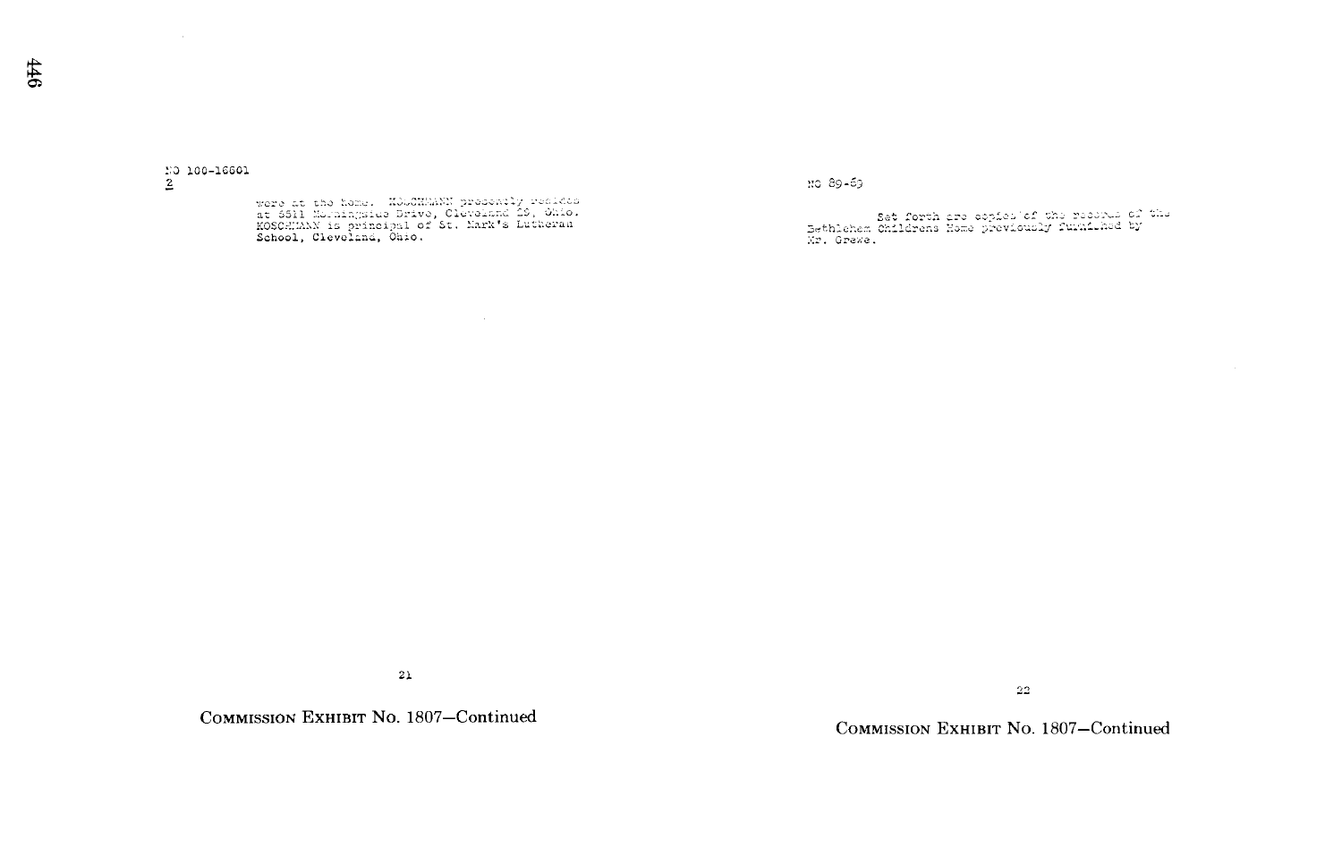NO 100-16601
2

were at the home. KOSCHMANN presently resides at 5511 Morningside Drive, Cleveland 29, Ohio. KOSCHMANN is principal of St. Mark's Lutheran School, Cleveland, Ohio.

COMMISSION EXHIBIT No. 1807—Continued

NO 89-69

Set forth are copies of the records of the Bethlehem Childrens Home previously furnished by Mr. Grewe.

COMMISSION EXHIBIT No. 1807—Continued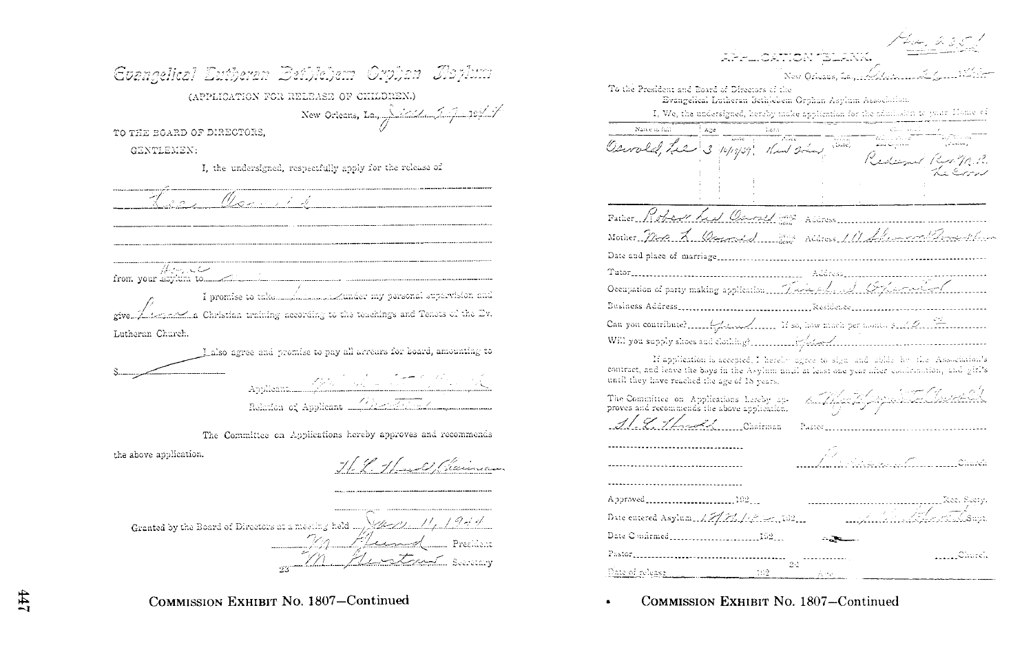# Evangelical Lutheran Bethlehem Orphan Asylum

(APPLICATION FOR RELEASE OF CHILDREN.)

New Orleans, La., Jan. 7 1944

TO THE BOARD OF DIRECTORS,

GENTLEMEN:

I, the undersigned, respectfully apply for the release of

Lee Oswald

from your asylum to home

I promise to take him under my personal supervision and give him a Christian training according to the teachings and Tenets of the Ev. Lutheran Church.

I also agree and promise to pay all arrears for board, amounting to

$————

Applicant ——————

Relation of Applicant Mother

The Committee on Applications hereby approves and recommends the above application.

H. L. Hund Chairman

Granted by the Board of Directors at a meeting held Jan. 11, 1944

M. Fluend President

M. Herstine Secretary

COMMISSION EXHIBIT No. 1807—Continued

---

No. 2351

## APPLICATION BLANK.

New Orleans, La., Dec. 26 1942

To the President and Board of Directors of the Evangelical Lutheran Bethlehem Orphan Asylum Association.

I, We, the undersigned, hereby make application for the admission to your Home of

| Name in full | Age | Born Date | Born Place | Baptized (Date) | Church | |
|---|---|---|---|---|---|---|
| Oswald, Lee | 3 | 10/18/39 | New Orleans | | Redeemer Rev. M. R. Le Corn | |

Father Robert Lee Oswald (dead) Address ——————

Mother Mrs. L. Oswald (living) Address 111 Alexander Street

Date and place of marriage ——————

Tutor —————— Address ——————

Occupation of party making application Thread & Employed

Business Address —————— Residence ——————

Can you contribute? Yes If so, how much per month $ 10.00

Will you supply shoes and clothing? Yes

If application is accepted, I hereby agree to sign and abide by the Association's contract, and leave the boys in the Asylum until at least one year after confirmation, and girl's until they have reached the age of 18 years.

Mrs. Marguerite Oswald

The Committee on Applications hereby approves and recommends the above application.

H. L. Hund Chairman

Pastor ——————

—————— Redeemer Church

Approved ——————192—

—————— Rec. Secty.

Date entered Asylum 12/26/42 192—

—————— Supt.

Date Confirmed ——————192—

Pastor —————— Church

Date of release ——————192——

COMMISSION EXHIBIT No. 1807—Continued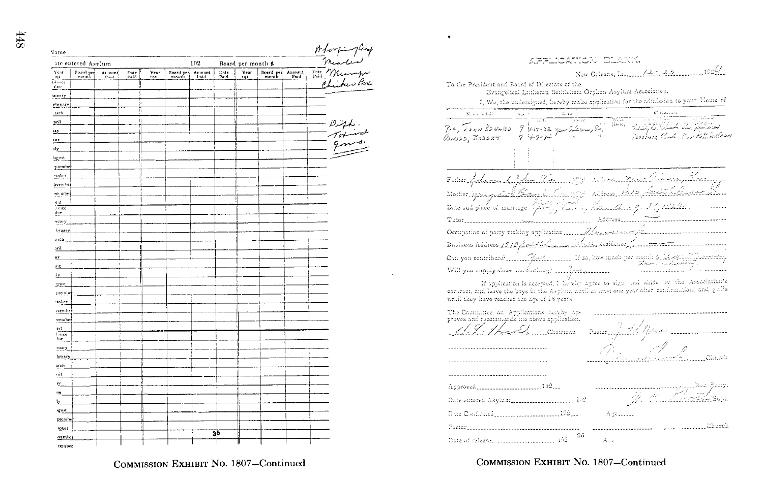| Name | | | | | | | | | | | | | Whooping Cough |
|---|---|---|---|---|---|---|---|---|---|---|---|---|---|
| Date entered Asylum | | | | | 192 | | Board per month $ | | | | | | Measles |
| Year 192 | Board per month | Amount Paid | Date Paid | Year 192 | Board per month | Amount Paid | Date Paid | Year 192 | Board per month | Amount Paid | Date Paid | | Mumps |
| Balance due | | | | | | | | | | | | | Chicken Pox |
| January | | | | | | | | | | | | | |
| February | | | | | | | | | | | | | |
| March | | | | | | | | | | | | | |
| April | | | | | | | | | | | | | Diph. |
| May | | | | | | | | | | | | | Tonsil |
| June | | | | | | | | | | | | | Gums. |
| July | | | | | | | | | | | | | |
| August | | | | | | | | | | | | | |
| September | | | | | | | | | | | | | |
| October | | | | | | | | | | | | | |
| November | | | | | | | | | | | | | |
| December | | | | | | | | | | | | | |
| Total | | | | | | | | | | | | | |
| Balance due | | | | | | | | | | | | | |
| January | | | | | | | | | | | | | |
| February | | | | | | | | | | | | | |
| March | | | | | | | | | | | | | |
| April | | | | | | | | | | | | | |
| May | | | | | | | | | | | | | |
| June | | | | | | | | | | | | | |
| July | | | | | | | | | | | | | |
| August | | | | | | | | | | | | | |
| September | | | | | | | | | | | | | |
| October | | | | | | | | | | | | | |
| November | | | | | | | | | | | | | |
| December | | | | | | | | | | | | | |
| Total | | | | | | | | | | | | | |
| Balance due | | | | | | | | | | | | | |
| January | | | | | | | | | | | | | |
| February | | | | | | | | | | | | | |
| March | | | | | | | | | | | | | |
| April | | | | | | | | | | | | | |
| May | | | | | | | | | | | | | |
| June | | | | | | | | | | | | | |
| July | | | | | | | | | | | | | |
| August | | | | | | | | | | | | | |
| September | | | | | | | | | | | | | |
| October | | | | | | | | | | | | | |
| November | | | | | | | | | | | | | |
| December | | | | | | | | | | | | | |

25

COMMISSION EXHIBIT No. 1807—Continued

## APPLICATION BLANK.

New Orleans, La., 12-23 1941

To the President and Board of Directors of the Evangelical Lutheran Bethlehem Orphan Asylum Association.

I, We, the undersigned, hereby make application for the admission to your Home of

| Name in full | Age | Born Date | Born Place | Where (Date) | Confirmed |
|---|---|---|---|---|---|
| Pic, John Edward | 7 | 1-17-32 | New Orleans, La. | | Trinity Ev. Luth. Ch. |
| Oswald, Robert | 7 | 4-7-34 | " " | | Redeemer Church, Rev. H.R. Hartman |

Father Edward John Pic Address New Orleans, La.

Mother Marguerite Frances Claverie Address 1010 Exchange Alley

Date and place of marriage New Orleans, La. Aug. 17, 1929

Tutor ______ Address ______

Occupation of party making application Housewife

Business Address 1010 Exchange Alley Residence ______

Can you contribute? Yes If so, how much per month $ 3.00 each

Will you supply shoes and clothing? Yes

If application is accepted, I hereby agree to sign and abide by the Association's contract, and leave the boys in the Asylum until at least one year after confirmation, and girl's until they have reached the age of 18 years.

The Committee on Applications hereby approves and recommends the above application.

H. F. Harold Chairman

Pastor J. H. Nau

Bethlehem Church

Approved ______ 192__ ______ Rec. Secty.

Date entered Asylum ______ 192__ M. C. ______ Supt.

Date Confirmed ______ 192__ Age ______

Pastor ______ ______ Church

Date of release ______ 192__ 26 Age ______

COMMISSION EXHIBIT No. 1807—Continued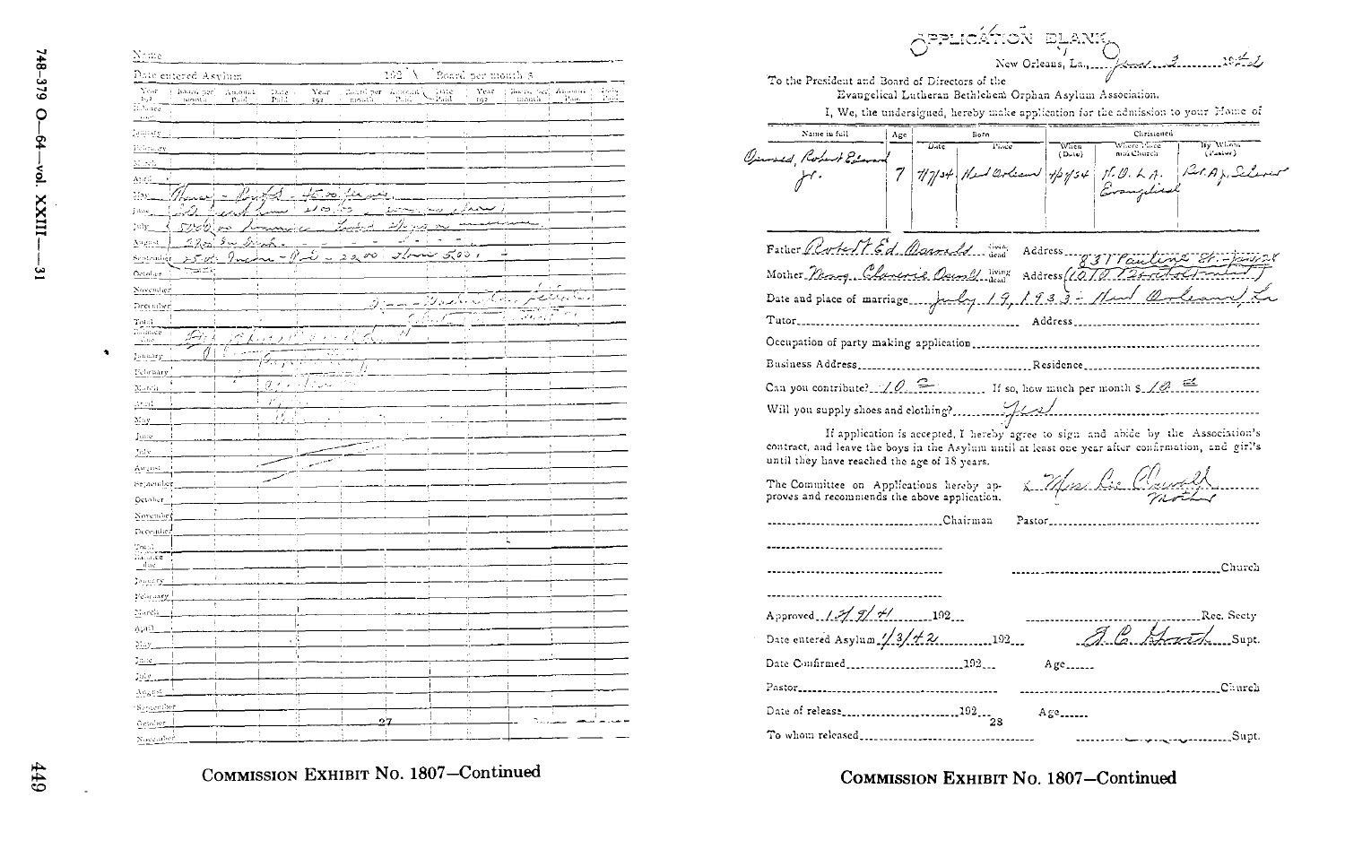Name

Date entered Asylum ............ 192 .... Board per month $ ....

| Year 192 | Board per month | Amount Paid | Date Paid | Year 192 | Board per month | Amount Paid | Date Paid | Year 192 | Board per month | Amount Paid | Date Paid |
|---|---|---|---|---|---|---|---|---|---|---|---|
| Balance due | | | | | | | | | | | |
| January | | | | | | | | | | | |
| February | | | | | | | | | | | |
| March | | | | | | | | | | | |
| April | | | | | | | | | | | |
| May | | | | | | | | | | | |
| June | | | | | | | | | | | |
| July | | | | | | | | | | | |
| August | | | | | | | | | | | |
| September | | | | | | | | | | | |
| October | | | | | | | | | | | |
| November | | | | | | | | | | | |
| December | | | | | | | | | | | |
| Total Balance due | | | | | | | | | | | |
| January | | | | | | | | | | | |
| February | | | | | | | | | | | |
| March | | | | | | | | | | | |
| April | | | | | | | | | | | |
| May | | | | | | | | | | | |
| June | | | | | | | | | | | |
| July | | | | | | | | | | | |
| August | | | | | | | | | | | |
| September | | | | | | | | | | | |
| October | | | | | | | | | | | |
| November | | | | | | | | | | | |
| December | | | | | | | | | | | |
| Total Balance due | | | | | | | | | | | |
| January | | | | | | | | | | | |
| February | | | | | | | | | | | |
| March | | | | | | | | | | | |
| April | | | | | | | | | | | |
| May | | | | | | | | | | | |
| June | | | | | | | | | | | |
| July | | | | | | | | | | | |
| August | | | | | | | | | | | |
| September | | | | | | | | | | | |
| October | | | | | | | | | | | |
| November | | | | | | | | | | | |

*(Handwritten notes across May–September rows, largely illegible: "... 45.00 ..."; "... 20.00 ..."; "... 2200 ... 500"; later rows: "... Oswald ...")*

27

**COMMISSION EXHIBIT NO. 1807—Continued**

# APPLICATION BLANK

New Orleans, La., *Jan. 3* 194*2*

To the President and Board of Directors of the
Evangelical Lutheran Bethlehem Orphan Asylum Association.

I, We, the undersigned, hereby make application for the admission to your Home of

| Name in full | Age | Born: Date | Born: Place | Christened: When (Date) | Christened: Where Place and Church | Christened: By Whom (Pastor) |
|---|---|---|---|---|---|---|
| *Oswald, Robert Edward Jr.* | *7* | *4/7/34* | *New Orleans* | *4/?/34* | *N.O. La. Evangelical* | *Rev. A. J. Scheurer* |

Father *Robert Ed. Oswald* ~~living~~ dead Address *831 Pauline St.–Joined*

Mother *Mary Clarverie Oswald* living ~~dead~~ Address *(1010 Pauline St.)*

Date and place of marriage *July 19, 1933 – New Orleans, La.*

Tutor ............................ Address ............................

Occupation of party making application ............................

Business Address ............................ Residence ............................

Can you contribute? *10.00* If so, how much per month $ *10.00*

Will you supply shoes and clothing? *Yes*

If application is accepted, I hereby agree to sign and abide by the Association's contract, and leave the boys in the Asylum until at least one year after confirmation, and girl's until they have reached the age of 18 years.

The Committee on Applications hereby approves and recommends the above application.

*x Mrs. Lee Oswald — Mother*

............................ Chairman  Pastor ............................

............................

............................ ............................ Church

............................

Approved *1/?/41* 192...  ............................ Rec. Secty

Date entered Asylum *1/3/42* 192...  *A. C. ?* Supt.

Date Confirmed ............ 192...  Age ......

Pastor ............................ ............................ Church

Date of release ............ 192... Age ......

28

To whom released ............................ ............................ Supt.

**COMMISSION EXHIBIT NO. 1807—Continued**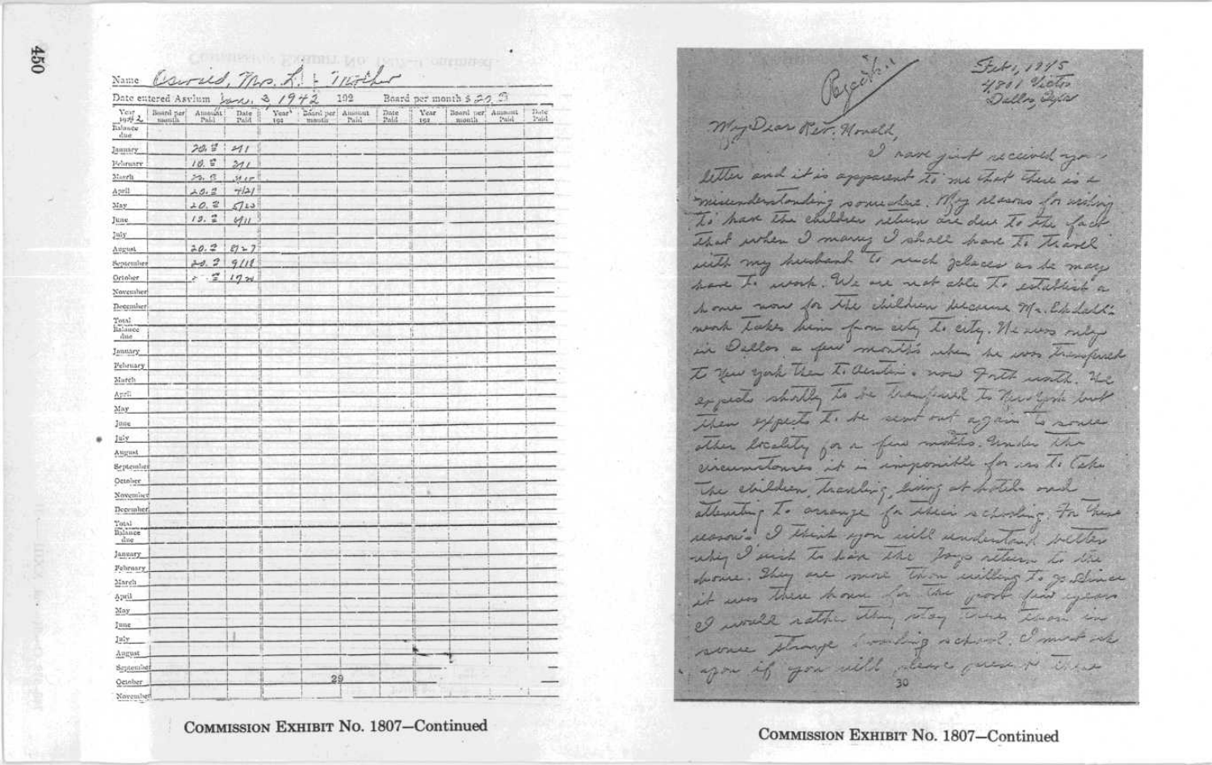Name Oswald, Mrs. L. – mother

Date entered Asylum Jan. 3 1942 192 Board per month $ 20.00

| Year 1942 | Board per month | Amount Paid | Date Paid | Year 192 | Board per month | Amount Paid | Date Paid | Year 192 | Board per month | Amount Paid | Date Paid |
|---|---|---|---|---|---|---|---|---|---|---|---|
| Balance due | | | | | | | | | | | |
| January | | 20.00 | 2/1 | | | | | | | | |
| February | | 10.00 | 3/1 | | | | | | | | |
| March | | 20.00 | 4/10 | | | | | | | | |
| April | | 20.00 | 4/21 | | | | | | | | |
| May | | 20.00 | 5/20 | | | | | | | | |
| June | | 10.00 | 6/11 | | | | | | | | |
| July | | | | | | | | | | | |
| August | | 20.00 | 8/27 | | | | | | | | |
| September | | 20.00 | 9/18 | | | | | | | | |
| October | | 5.00 | 10/20 | | | | | | | | |
| November | | | | | | | | | | | |
| December | | | | | | | | | | | |
| Total Balance due | | | | | | | | | | | |
| January | | | | | | | | | | | |
| February | | | | | | | | | | | |
| March | | | | | | | | | | | |
| April | | | | | | | | | | | |
| May | | | | | | | | | | | |
| June | | | | | | | | | | | |
| July | | | | | | | | | | | |
| August | | | | | | | | | | | |
| September | | | | | | | | | | | |
| October | | | | | | | | | | | |
| November | | | | | | | | | | | |
| December | | | | | | | | | | | |
| Total Balance due | | | | | | | | | | | |
| January | | | | | | | | | | | |
| February | | | | | | | | | | | |
| March | | | | | | | | | | | |
| April | | | | | | | | | | | |
| May | | | | | | | | | | | |
| June | | | | | | | | | | | |
| July | | | | | | | | | | | |
| August | | | | | | | | | | | |
| September | | | | | | | | | | | |
| October | | | | | | | | | | | |
| November | | | | | | | | | | | |

29

COMMISSION EXHIBIT No. 1807—Continued

Recd.!

Feb. 1, 1945
4801 Victor
Dallas, Texas

My Dear Rev. Howell,

I have just received your letter and it is apparent to me that there is a misunderstanding somewhere. My reasons for wishing to have the children return are due to the fact that when I marry I shall have to travel with my husband to such places as he may have to work. We are not able to establish a home now for the children because Mr. Ekdahl's work takes him from city to city. He was only in Dallas a few months when he was transfered to New York then to Austin, now Forth worth. He expects shortly to be transfered to New York but then expects to be sent out again to some other locality for a few months. Under the circumstances it is impossible for us to take the children traveling, living at hotels and attempting to arrange for their schooling. For these reasons I think you will understand better why I wish to have the boys return to the home. They are more than willing to go since it was their home for the past few years. I would rather they stay there than in some strange boarding school. I must ask you if you will please permit them

30

COMMISSION EXHIBIT No. 1807—Continued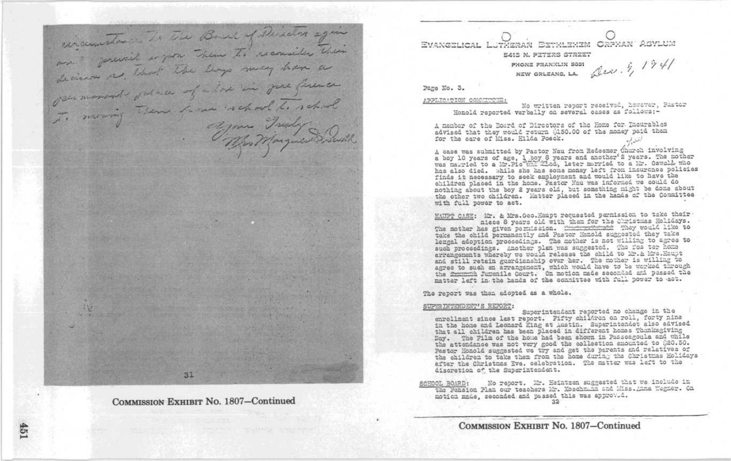circumstances to the Board of Directors again and prevail upon them to reconsider their decision so that the boys may have a permanent place of abode in preference to moving them from school to school

Yours Truly
Mrs Marguerite Oswald

31

**COMMISSION EXHIBIT No. 1807—Continued**

EVANGELICAL LUTHERAN BETHLEHEM ORPHAN ASYLUM
5413 N. PETERS STREET
PHONE FRANKLIN 5031
NEW ORLEANS, LA. Dec. 9, 1941

Page No. 3.

APPLICATION COMMITTEE: No written report received, however, Pastor Honold reported verbally on several cases as follows:-

A member of the Board of Directors of the Home for Incurables advised that they would return $150.00 of the money paid them for the care of Miss. Hilda Poeck.

A case was submitted by Pastor Nau from Redeemer Church involving a boy 10 years of age, 1 boy 8 years and another 2 years. The mother was married to a Mr. Pic who died, later married to a Mr. Oswald who has also died. While she has some money left from insurance policies finds it necessary to seek employment and would like to have the children placed in the home. Pastor Nau was informed we could do nothing about the boy 2 years old, but something might be done about the other two children. Matter placed in the hands of the Committee with full power to act.

HAUPT CASE: Mr. & Mrs. Geo. Haupt requested permission to take their niece 8 years old with them for the Christmas Holidays. The mother has given permission. They would like to take the child permanently and Pastor Honold suggested they take legal adoption proceedings. The mother is not willing to agree to such proceedings. Another plan was suggested. The foster home arrangements whereby we would release the child to Mr. & Mrs. Haupt and still retain guardianship over her. The mother is willing to agree to such an arrangement, which would have to be worked through the Juvenile Court. On motion made seconded and passed the matter left in the hands of the committee with full power to act.

The report was then adopted as a whole.

SUPERINTENDENT'S REPORT: Superintendent reported no change in the enrollment since last report. Fifty children on roll, forty nine in the home and Leonard King at Austin. Superintendent also advised that all children has been placed in different homes Thanksgiving Day. The Film of the home had been shown in Pascagoula and while the attendance was not very good the collection amounted to $20.50. Pastor Honold suggested we try and get the parents and relatives of the children to take them from the home during the Christmas Holidays after the Christmas Eve. celebration. The matter was left to the discretion of the Superintendent.

SCHOOL BOARD: No report. Mr. Heintzen suggested that we include in the Pension Plan our teachers Mr. Koschmann and Miss. Anna Wegner. On motion made, seconded and passed this was approved.

32

**COMMISSION EXHIBIT No. 1807—Continued**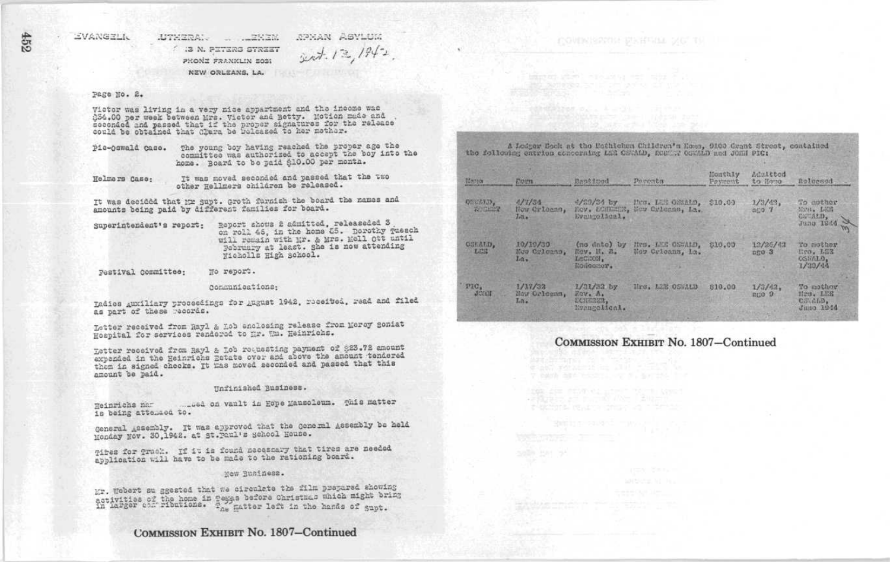EVANGELICAL LUTHERAN BETHLEHEM ORPHAN ASYLUM
13 N. PETERS STREET
PHONE FRANKLIN 5031
NEW ORLEANS, LA.

Sept. 12, 1942.

Page No. 2.

Victor was living in a very nice appartment and the income was $34.00 per week between Mrs. Victor and Betty. Motion made and seconded and passed that if the proper signatures for the release could be obtained that Clara be released to her mother.

Pic-Oswald Case. The young boy having reached the proper age the committee was authorized to accept the boy into the home. Board to be paid $10.00 per month.

Helmers Case: It was moved seconded and passed that the two other Hellmers children be released.

It was decided that Mr Supt. Groth furnish the board the names and amounts being paid by different families for board.

Superintendent's report: Report shows 2 admitted, releaseded 3 on roll 46, in the home 35. Dorothy Muesch will remain with Mr. & Mrs. Nell Ott until February at least. She is now attending Nicholls High School.

Festival Committee: No report.

Communications:

Ladies Auxiliary proceedings for August 1942, received, read and filed as part of these records.

Letter received from Rayl & Lob enclosing release from Mercy Soniat Hospital for services rendered to Mr. Wm. Heinrichs.

Letter received from Rayl & Lob requesting payment of $23.72 amount expended in the Heinrichs Estate over and above the amount tendered them in signed checks. It was moved seconded and passed that this amount be paid.

Unfinished Business.

Heinrichs nar ...ced on vault in Hope Mausoleum. This matter is being attended to.

General Assembly. It was approved that the General Assembly be held Monday Nov. 30,1942. at St.Paul's School House.

Tires for Truck. If it is found necessary that tires are needed application will have to be made to the rationing board.

New Business.

Mr. Webert suggested that we circulate the film prepared showing activities of the home in Texas before Christmas which might bring in larger contributions. The matter left in the hands of Supt.

COMMISSION EXHIBIT No. 1807—Continued

A Ledger Book at the Bethlehem Children's Home, 9100 Grant Street, contained the following entries concerning LEE OSWALD, ROBERT OSWALD and JOHN PIC:

| Name | Born | Baptized | Parents | Monthly Payment | Admitted to Home | Released |
|---|---|---|---|---|---|---|
| OSWALD, ROBERT | 4/7/34 New Orleans, La. | 4/29/34 by Rev. SCHEIBER, Evangelical. | Mrs. LEE OSWALD, New Orleans, La. | $10.00 | 1/3/43, age 7 | To mother Mrs. LEE OSWALD, June 1944 |
| OSWALD, LEE | 10/18/39 New Orleans, La. | (no date) by Rev. H. B. LeCRON, Rochester. | Mrs. LEE OSWALD, New Orleans, La. | $10.00 | 12/26/42 age 3 | To mother Mrs. LEE OSWALD, 1/30/44 |
| PIC, JOHN | 1/17/32 New Orleans, La. | 1/31/32 by Rev. A. SCHEIBER, Evangelical. | Mrs. LEE OSWALD | $10.00 | 1/3/43, age 9 | To mother Mrs. LEE OSWALD, June 1944 |

COMMISSION EXHIBIT No. 1807—Continued